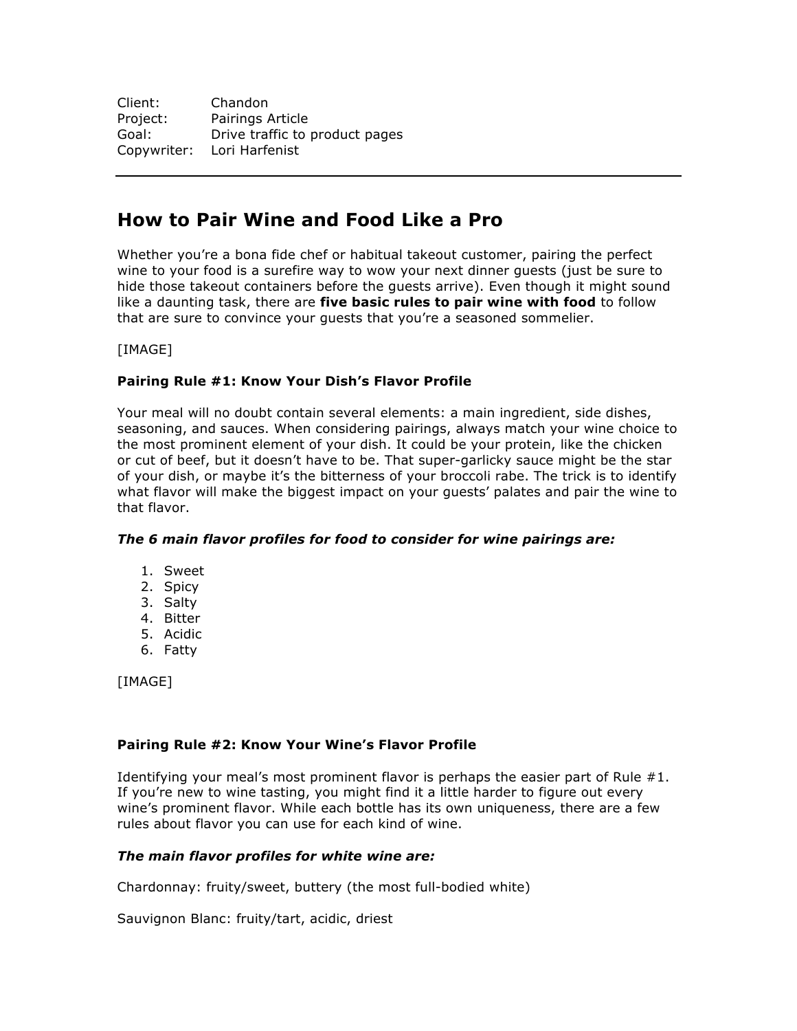Client: Chandon
Project: Pairings Article
Goal: Drive traffic to product pages
Copywriter: Lori Harfenist

---

# How to Pair Wine and Food Like a Pro

Whether you're a bona fide chef or habitual takeout customer, pairing the perfect wine to your food is a surefire way to wow your next dinner guests (just be sure to hide those takeout containers before the guests arrive). Even though it might sound like a daunting task, there are **five basic rules to pair wine with food** to follow that are sure to convince your guests that you're a seasoned sommelier.

[IMAGE]

### Pairing Rule #1: Know Your Dish's Flavor Profile

Your meal will no doubt contain several elements: a main ingredient, side dishes, seasoning, and sauces. When considering pairings, always match your wine choice to the most prominent element of your dish. It could be your protein, like the chicken or cut of beef, but it doesn't have to be. That super-garlicky sauce might be the star of your dish, or maybe it's the bitterness of your broccoli rabe. The trick is to identify what flavor will make the biggest impact on your guests' palates and pair the wine to that flavor.

***The 6 main flavor profiles for food to consider for wine pairings are:***

1. Sweet
2. Spicy
3. Salty
4. Bitter
5. Acidic
6. Fatty

[IMAGE]

### Pairing Rule #2: Know Your Wine's Flavor Profile

Identifying your meal's most prominent flavor is perhaps the easier part of Rule #1. If you're new to wine tasting, you might find it a little harder to figure out every wine's prominent flavor. While each bottle has its own uniqueness, there are a few rules about flavor you can use for each kind of wine.

***The main flavor profiles for white wine are:***

Chardonnay: fruity/sweet, buttery (the most full-bodied white)

Sauvignon Blanc: fruity/tart, acidic, driest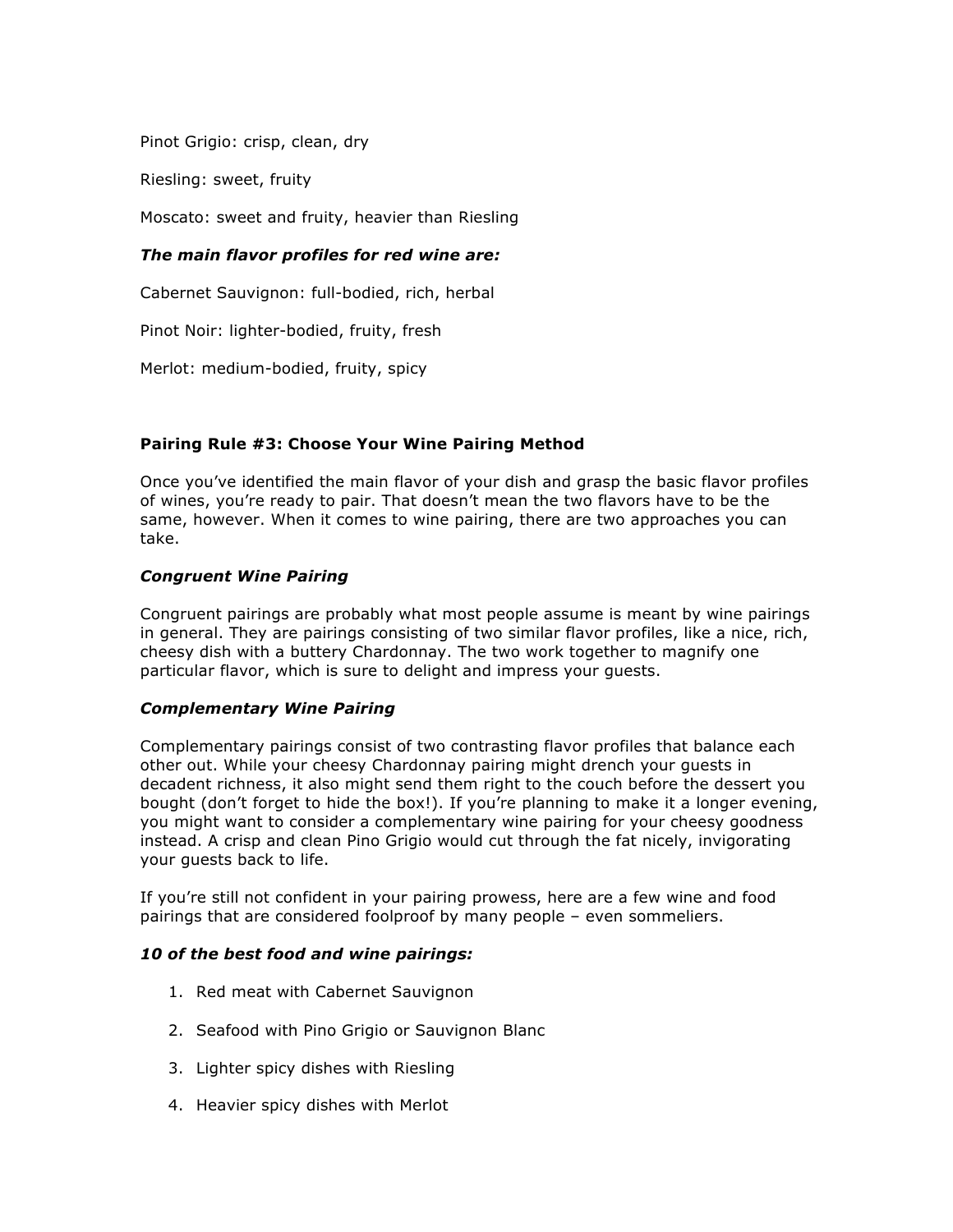Pinot Grigio: crisp, clean, dry

Riesling: sweet, fruity

Moscato: sweet and fruity, heavier than Riesling

***The main flavor profiles for red wine are:***

Cabernet Sauvignon: full-bodied, rich, herbal

Pinot Noir: lighter-bodied, fruity, fresh

Merlot: medium-bodied, fruity, spicy

**Pairing Rule #3: Choose Your Wine Pairing Method**

Once you've identified the main flavor of your dish and grasp the basic flavor profiles of wines, you're ready to pair. That doesn't mean the two flavors have to be the same, however. When it comes to wine pairing, there are two approaches you can take.

***Congruent Wine Pairing***

Congruent pairings are probably what most people assume is meant by wine pairings in general. They are pairings consisting of two similar flavor profiles, like a nice, rich, cheesy dish with a buttery Chardonnay. The two work together to magnify one particular flavor, which is sure to delight and impress your guests.

***Complementary Wine Pairing***

Complementary pairings consist of two contrasting flavor profiles that balance each other out. While your cheesy Chardonnay pairing might drench your guests in decadent richness, it also might send them right to the couch before the dessert you bought (don't forget to hide the box!). If you're planning to make it a longer evening, you might want to consider a complementary wine pairing for your cheesy goodness instead. A crisp and clean Pino Grigio would cut through the fat nicely, invigorating your guests back to life.

If you're still not confident in your pairing prowess, here are a few wine and food pairings that are considered foolproof by many people – even sommeliers.

***10 of the best food and wine pairings:***

1. Red meat with Cabernet Sauvignon
2. Seafood with Pino Grigio or Sauvignon Blanc
3. Lighter spicy dishes with Riesling
4. Heavier spicy dishes with Merlot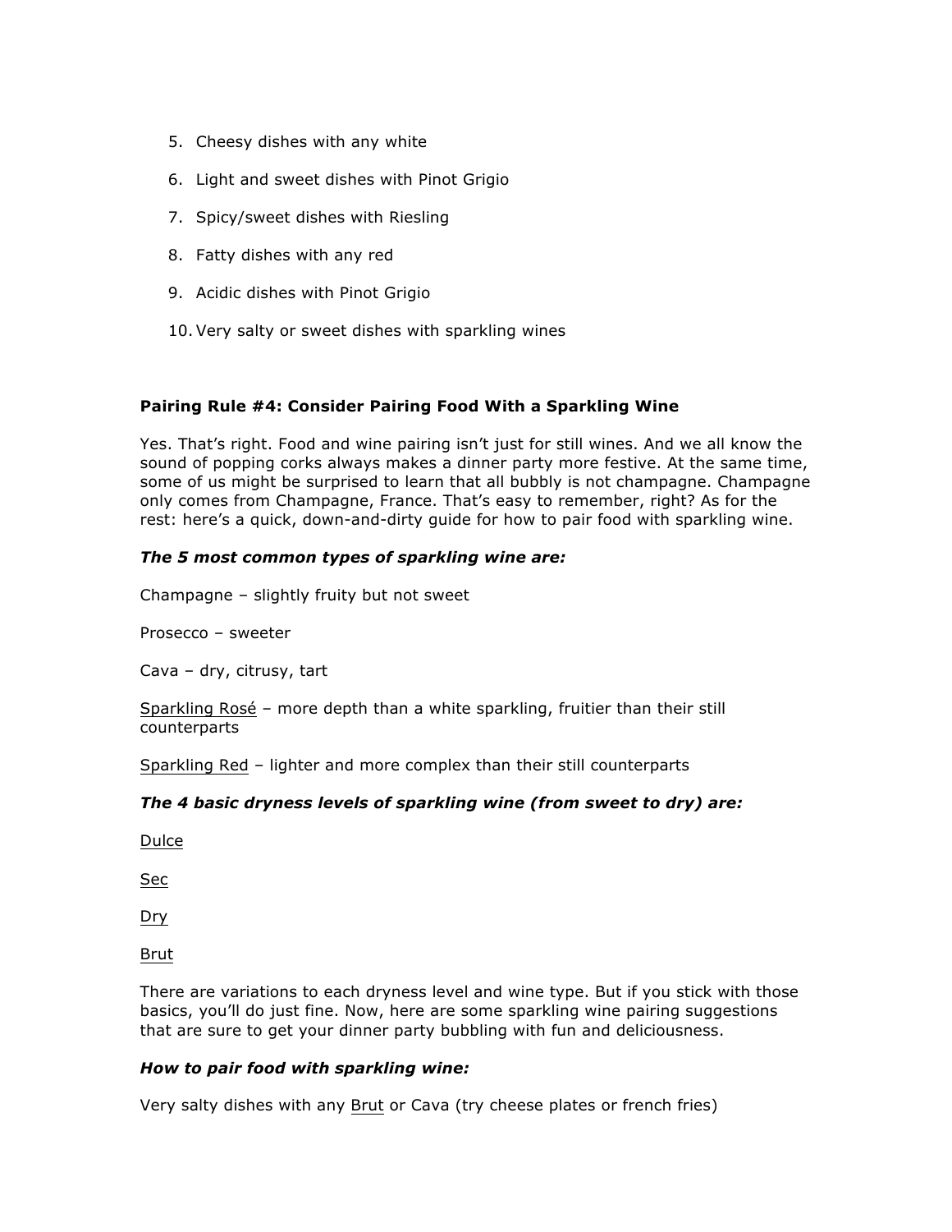5. Cheesy dishes with any white
6. Light and sweet dishes with Pinot Grigio
7. Spicy/sweet dishes with Riesling
8. Fatty dishes with any red
9. Acidic dishes with Pinot Grigio
10. Very salty or sweet dishes with sparkling wines

**Pairing Rule #4: Consider Pairing Food With a Sparkling Wine**

Yes. That's right. Food and wine pairing isn't just for still wines. And we all know the sound of popping corks always makes a dinner party more festive. At the same time, some of us might be surprised to learn that all bubbly is not champagne. Champagne only comes from Champagne, France. That's easy to remember, right? As for the rest: here's a quick, down-and-dirty guide for how to pair food with sparkling wine.

***The 5 most common types of sparkling wine are:***

Champagne – slightly fruity but not sweet

Prosecco – sweeter

Cava – dry, citrusy, tart

<u>Sparkling Rosé</u> – more depth than a white sparkling, fruitier than their still counterparts

<u>Sparkling Red</u> – lighter and more complex than their still counterparts

***The 4 basic dryness levels of sparkling wine (from sweet to dry) are:***

<u>Dulce</u>

<u>Sec</u>

<u>Dry</u>

<u>Brut</u>

There are variations to each dryness level and wine type. But if you stick with those basics, you'll do just fine. Now, here are some sparkling wine pairing suggestions that are sure to get your dinner party bubbling with fun and deliciousness.

***How to pair food with sparkling wine:***

Very salty dishes with any <u>Brut</u> or Cava (try cheese plates or french fries)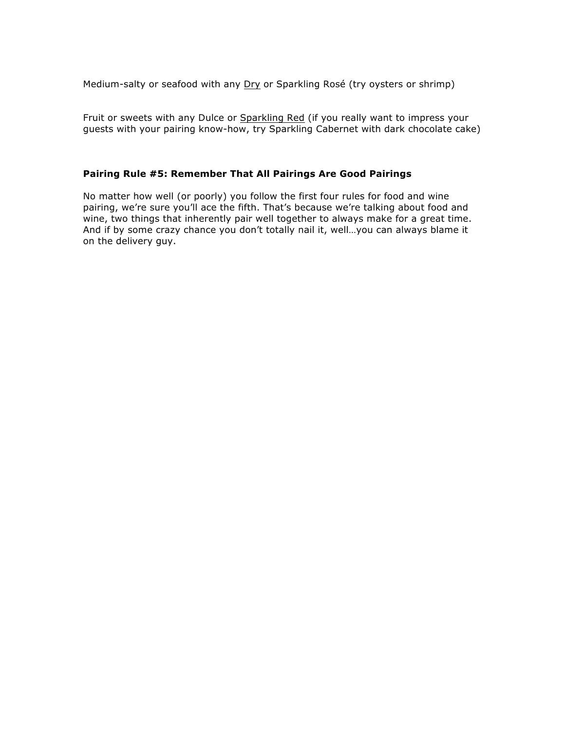Medium-salty or seafood with any Dry or Sparkling Rosé (try oysters or shrimp)

Fruit or sweets with any Dulce or Sparkling Red (if you really want to impress your guests with your pairing know-how, try Sparkling Cabernet with dark chocolate cake)

**Pairing Rule #5: Remember That All Pairings Are Good Pairings**

No matter how well (or poorly) you follow the first four rules for food and wine pairing, we're sure you'll ace the fifth. That's because we're talking about food and wine, two things that inherently pair well together to always make for a great time. And if by some crazy chance you don't totally nail it, well…you can always blame it on the delivery guy.